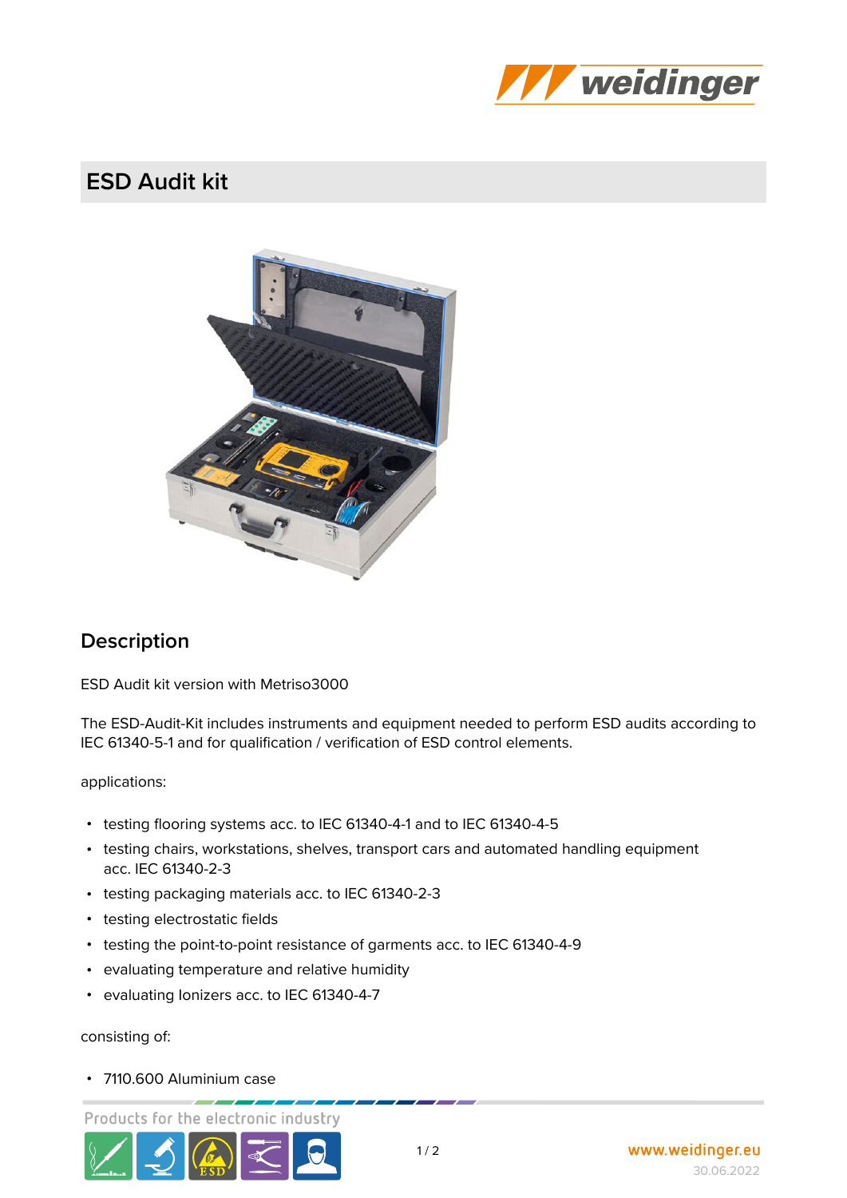# ESD Audit kit

## Description

ESD Audit kit version with Metriso3000

The ESD-Audit-Kit includes instruments and equipment needed to perform ESD audits according to IEC 61340-5-1 and for qualification / verification of ESD control elements.

applications:

- testing flooring systems acc. to IEC 61340-4-1 and to IEC 61340-4-5
- testing chairs, workstations, shelves, transport cars and automated handling equipment acc. IEC 61340-2-3
- testing packaging materials acc. to IEC 61340-2-3
- testing electrostatic fields
- testing the point-to-point resistance of garments acc. to IEC 61340-4-9
- evaluating temperature and relative humidity
- evaluating Ionizers acc. to IEC 61340-4-7

consisting of:

- 7110.600 Aluminium case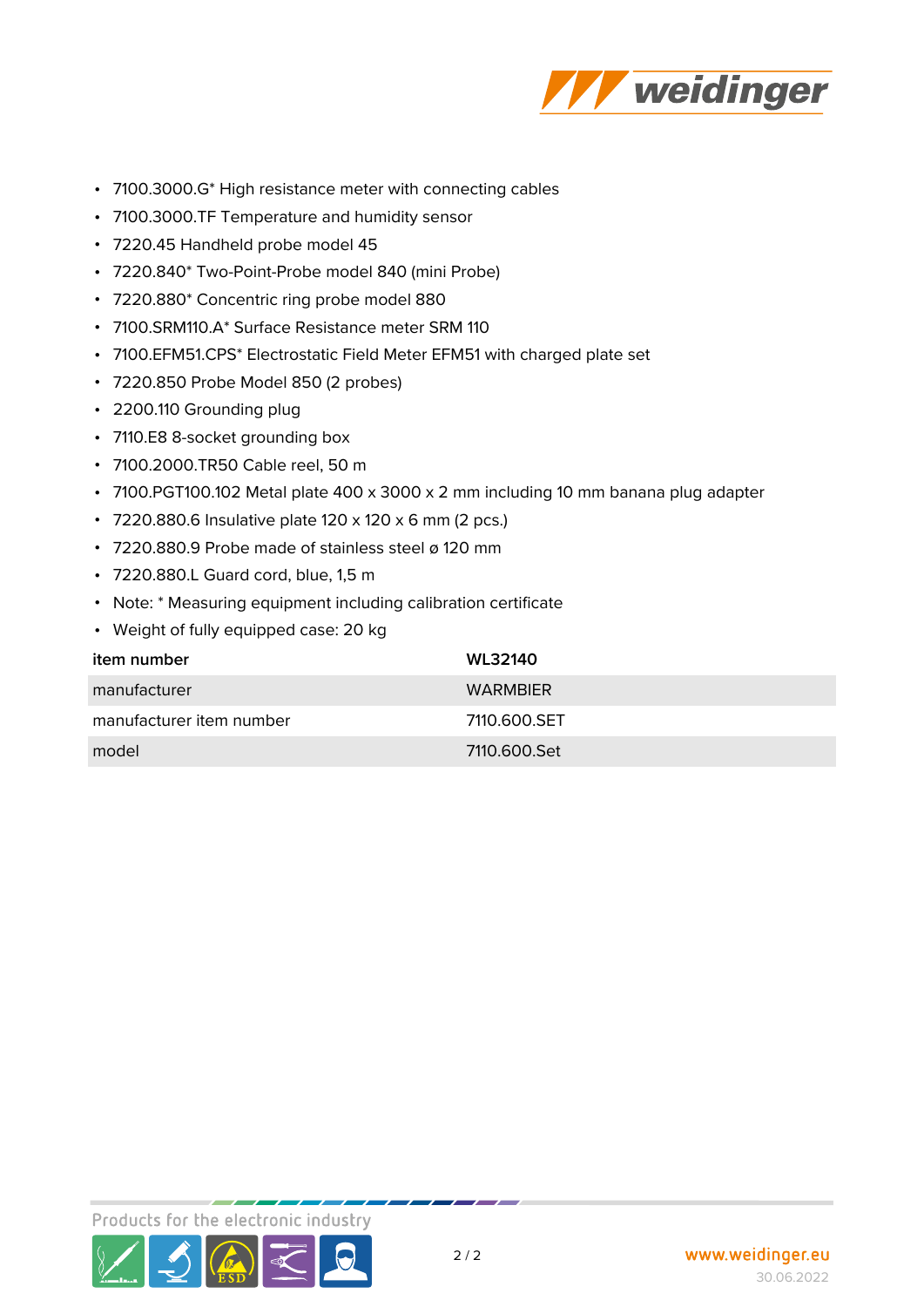- 7100.3000.G* High resistance meter with connecting cables
- 7100.3000.TF Temperature and humidity sensor
- 7220.45 Handheld probe model 45
- 7220.840* Two-Point-Probe model 840 (mini Probe)
- 7220.880* Concentric ring probe model 880
- 7100.SRM110.A* Surface Resistance meter SRM 110
- 7100.EFM51.CPS* Electrostatic Field Meter EFM51 with charged plate set
- 7220.850 Probe Model 850 (2 probes)
- 2200.110 Grounding plug
- 7110.E8 8-socket grounding box
- 7100.2000.TR50 Cable reel, 50 m
- 7100.PGT100.102 Metal plate 400 x 3000 x 2 mm including 10 mm banana plug adapter
- 7220.880.6 Insulative plate 120 x 120 x 6 mm (2 pcs.)
- 7220.880.9 Probe made of stainless steel ø 120 mm
- 7220.880.L Guard cord, blue, 1,5 m
- Note: * Measuring equipment including calibration certificate
- Weight of fully equipped case: 20 kg

| item number | WL32140 |
|---|---|
| manufacturer | WARMBIER |
| manufacturer item number | 7110.600.SET |
| model | 7110.600.Set |